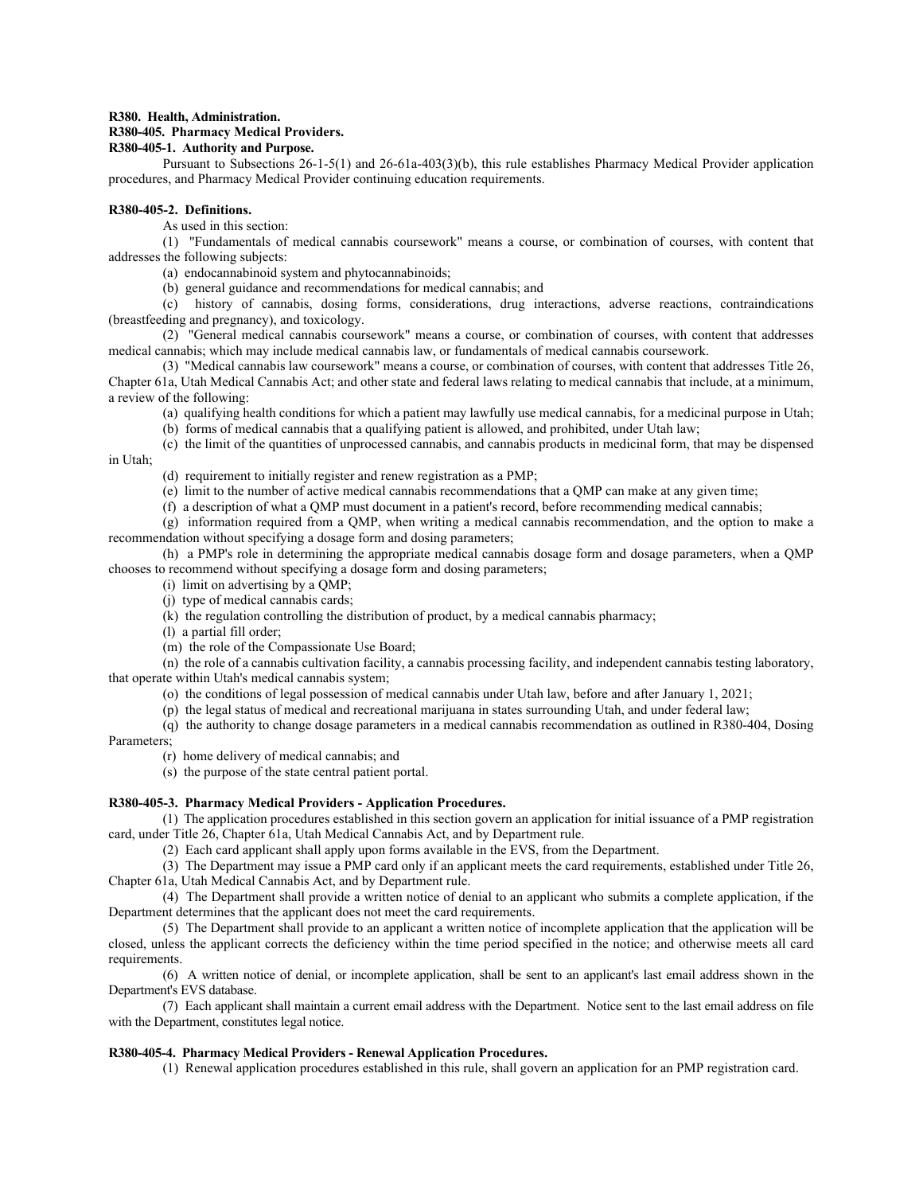**R380. Health, Administration.**

**R380-405. Pharmacy Medical Providers.**

**R380-405-1. Authority and Purpose.**

Pursuant to Subsections 26-1-5(1) and 26-61a-403(3)(b), this rule establishes Pharmacy Medical Provider application procedures, and Pharmacy Medical Provider continuing education requirements.

**R380-405-2. Definitions.**

As used in this section:

(1) "Fundamentals of medical cannabis coursework" means a course, or combination of courses, with content that addresses the following subjects:

(a) endocannabinoid system and phytocannabinoids;

(b) general guidance and recommendations for medical cannabis; and

(c) history of cannabis, dosing forms, considerations, drug interactions, adverse reactions, contraindications (breastfeeding and pregnancy), and toxicology.

(2) "General medical cannabis coursework" means a course, or combination of courses, with content that addresses medical cannabis; which may include medical cannabis law, or fundamentals of medical cannabis coursework.

(3) "Medical cannabis law coursework" means a course, or combination of courses, with content that addresses Title 26, Chapter 61a, Utah Medical Cannabis Act; and other state and federal laws relating to medical cannabis that include, at a minimum, a review of the following:

(a) qualifying health conditions for which a patient may lawfully use medical cannabis, for a medicinal purpose in Utah;

(b) forms of medical cannabis that a qualifying patient is allowed, and prohibited, under Utah law;

(c) the limit of the quantities of unprocessed cannabis, and cannabis products in medicinal form, that may be dispensed in Utah;

(d) requirement to initially register and renew registration as a PMP;

(e) limit to the number of active medical cannabis recommendations that a QMP can make at any given time;

(f) a description of what a QMP must document in a patient's record, before recommending medical cannabis;

(g) information required from a QMP, when writing a medical cannabis recommendation, and the option to make a recommendation without specifying a dosage form and dosing parameters;

(h) a PMP's role in determining the appropriate medical cannabis dosage form and dosage parameters, when a QMP chooses to recommend without specifying a dosage form and dosing parameters;

(i) limit on advertising by a QMP;

(j) type of medical cannabis cards;

(k) the regulation controlling the distribution of product, by a medical cannabis pharmacy;

(l) a partial fill order;

(m) the role of the Compassionate Use Board;

(n) the role of a cannabis cultivation facility, a cannabis processing facility, and independent cannabis testing laboratory, that operate within Utah's medical cannabis system;

(o) the conditions of legal possession of medical cannabis under Utah law, before and after January 1, 2021;

(p) the legal status of medical and recreational marijuana in states surrounding Utah, and under federal law;

(q) the authority to change dosage parameters in a medical cannabis recommendation as outlined in R380-404, Dosing Parameters;

(r) home delivery of medical cannabis; and

(s) the purpose of the state central patient portal.

**R380-405-3. Pharmacy Medical Providers - Application Procedures.**

(1) The application procedures established in this section govern an application for initial issuance of a PMP registration card, under Title 26, Chapter 61a, Utah Medical Cannabis Act, and by Department rule.

(2) Each card applicant shall apply upon forms available in the EVS, from the Department.

(3) The Department may issue a PMP card only if an applicant meets the card requirements, established under Title 26, Chapter 61a, Utah Medical Cannabis Act, and by Department rule.

(4) The Department shall provide a written notice of denial to an applicant who submits a complete application, if the Department determines that the applicant does not meet the card requirements.

(5) The Department shall provide to an applicant a written notice of incomplete application that the application will be closed, unless the applicant corrects the deficiency within the time period specified in the notice; and otherwise meets all card requirements.

(6) A written notice of denial, or incomplete application, shall be sent to an applicant's last email address shown in the Department's EVS database.

(7) Each applicant shall maintain a current email address with the Department. Notice sent to the last email address on file with the Department, constitutes legal notice.

**R380-405-4. Pharmacy Medical Providers - Renewal Application Procedures.**

(1) Renewal application procedures established in this rule, shall govern an application for an PMP registration card.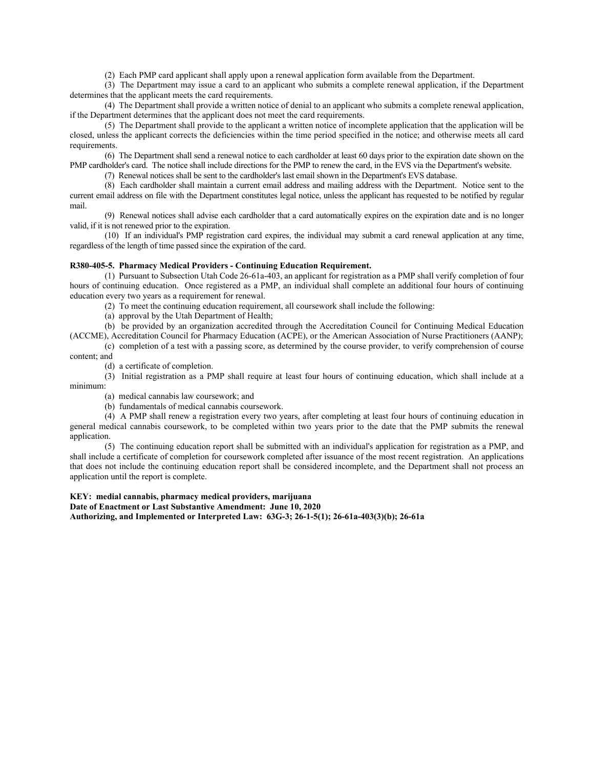(2) Each PMP card applicant shall apply upon a renewal application form available from the Department.

(3) The Department may issue a card to an applicant who submits a complete renewal application, if the Department determines that the applicant meets the card requirements.

(4) The Department shall provide a written notice of denial to an applicant who submits a complete renewal application, if the Department determines that the applicant does not meet the card requirements.

(5) The Department shall provide to the applicant a written notice of incomplete application that the application will be closed, unless the applicant corrects the deficiencies within the time period specified in the notice; and otherwise meets all card requirements.

(6) The Department shall send a renewal notice to each cardholder at least 60 days prior to the expiration date shown on the PMP cardholder's card. The notice shall include directions for the PMP to renew the card, in the EVS via the Department's website.

(7) Renewal notices shall be sent to the cardholder's last email shown in the Department's EVS database.

(8) Each cardholder shall maintain a current email address and mailing address with the Department. Notice sent to the current email address on file with the Department constitutes legal notice, unless the applicant has requested to be notified by regular mail.

(9) Renewal notices shall advise each cardholder that a card automatically expires on the expiration date and is no longer valid, if it is not renewed prior to the expiration.

(10) If an individual's PMP registration card expires, the individual may submit a card renewal application at any time, regardless of the length of time passed since the expiration of the card.

**R380-405-5. Pharmacy Medical Providers - Continuing Education Requirement.**

(1) Pursuant to Subsection Utah Code 26-61a-403, an applicant for registration as a PMP shall verify completion of four hours of continuing education. Once registered as a PMP, an individual shall complete an additional four hours of continuing education every two years as a requirement for renewal.

(2) To meet the continuing education requirement, all coursework shall include the following:

(a) approval by the Utah Department of Health;

(b) be provided by an organization accredited through the Accreditation Council for Continuing Medical Education (ACCME), Accreditation Council for Pharmacy Education (ACPE), or the American Association of Nurse Practitioners (AANP);

(c) completion of a test with a passing score, as determined by the course provider, to verify comprehension of course content; and

(d) a certificate of completion.

(3) Initial registration as a PMP shall require at least four hours of continuing education, which shall include at a minimum:

(a) medical cannabis law coursework; and

(b) fundamentals of medical cannabis coursework.

(4) A PMP shall renew a registration every two years, after completing at least four hours of continuing education in general medical cannabis coursework, to be completed within two years prior to the date that the PMP submits the renewal application.

(5) The continuing education report shall be submitted with an individual's application for registration as a PMP, and shall include a certificate of completion for coursework completed after issuance of the most recent registration. An applications that does not include the continuing education report shall be considered incomplete, and the Department shall not process an application until the report is complete.

**KEY: medial cannabis, pharmacy medical providers, marijuana**
**Date of Enactment or Last Substantive Amendment: June 10, 2020**
**Authorizing, and Implemented or Interpreted Law: 63G-3; 26-1-5(1); 26-61a-403(3)(b); 26-61a**